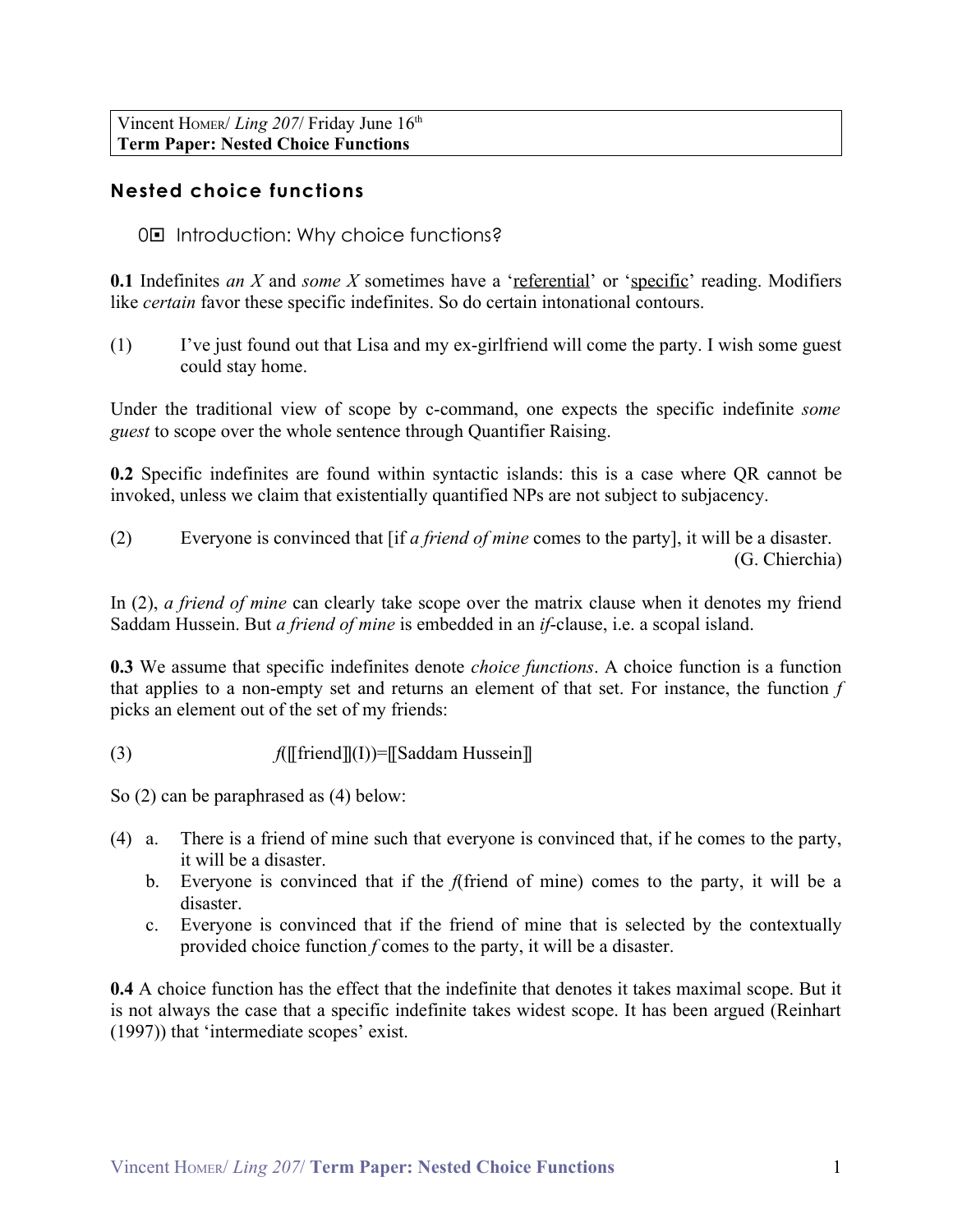Vincent HOMER/ *Ling 207*/ Friday June 16th
**Term Paper: Nested Choice Functions**

# Nested choice functions

## 0 Introduction: Why choice functions?

**0.1** Indefinites *an X* and *some X* sometimes have a 'referential' or 'specific' reading. Modifiers like *certain* favor these specific indefinites. So do certain intonational contours.

(1) I've just found out that Lisa and my ex-girlfriend will come the party. I wish some guest could stay home.

Under the traditional view of scope by c-command, one expects the specific indefinite *some guest* to scope over the whole sentence through Quantifier Raising.

**0.2** Specific indefinites are found within syntactic islands: this is a case where QR cannot be invoked, unless we claim that existentially quantified NPs are not subject to subjacency.

(2) Everyone is convinced that [if *a friend of mine* comes to the party], it will be a disaster. (G. Chierchia)

In (2), *a friend of mine* can clearly take scope over the matrix clause when it denotes my friend Saddam Hussein. But *a friend of mine* is embedded in an *if*-clause, i.e. a scopal island.

**0.3** We assume that specific indefinites denote *choice functions*. A choice function is a function that applies to a non-empty set and returns an element of that set. For instance, the function *f* picks an element out of the set of my friends:

(3) $f([\![\text{friend}]\!](\text{I}))=[\![\text{Saddam Hussein}]\!]$

So (2) can be paraphrased as (4) below:

(4) a. There is a friend of mine such that everyone is convinced that, if he comes to the party, it will be a disaster.
b. Everyone is convinced that if the *f*(friend of mine) comes to the party, it will be a disaster.
c. Everyone is convinced that if the friend of mine that is selected by the contextually provided choice function *f* comes to the party, it will be a disaster.

**0.4** A choice function has the effect that the indefinite that denotes it takes maximal scope. But it is not always the case that a specific indefinite takes widest scope. It has been argued (Reinhart (1997)) that 'intermediate scopes' exist.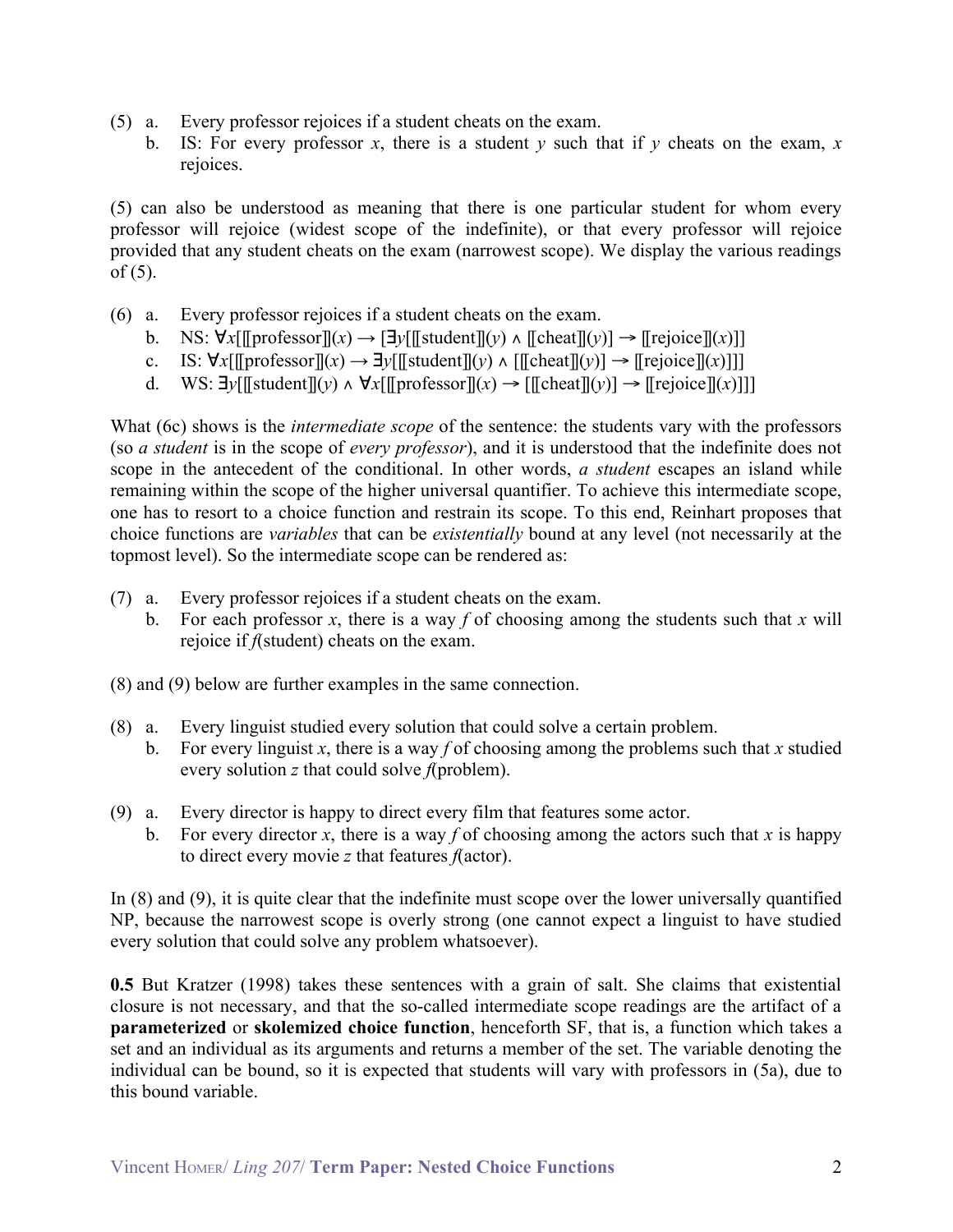(5) a. Every professor rejoices if a student cheats on the exam.
b. IS: For every professor $x$, there is a student $y$ such that if $y$ cheats on the exam, $x$ rejoices.

(5) can also be understood as meaning that there is one particular student for whom every professor will rejoice (widest scope of the indefinite), or that every professor will rejoice provided that any student cheats on the exam (narrowest scope). We display the various readings of (5).

(6) a. Every professor rejoices if a student cheats on the exam.
b. NS: $\forall x[[\![\text{professor}]\!](x) \rightarrow [\exists y[[\![\text{student}]\!](y) \wedge [\![\text{cheat}]\!](y)] \rightarrow [\![\text{rejoice}]\!](x)]]$
c. IS: $\forall x[[\![\text{professor}]\!](x) \rightarrow \exists y[[\![\text{student}]\!](y) \wedge [[\![\text{cheat}]\!](y)] \rightarrow [\![\text{rejoice}]\!](x)]]]$
d. WS: $\exists y[[\![\text{student}]\!](y) \wedge \forall x[[\![\text{professor}]\!](x) \rightarrow [[\![\text{cheat}]\!](y)] \rightarrow [\![\text{rejoice}]\!](x)]]]$

What (6c) shows is the *intermediate scope* of the sentence: the students vary with the professors (so *a student* is in the scope of *every professor*), and it is understood that the indefinite does not scope in the antecedent of the conditional. In other words, *a student* escapes an island while remaining within the scope of the higher universal quantifier. To achieve this intermediate scope, one has to resort to a choice function and restrain its scope. To this end, Reinhart proposes that choice functions are *variables* that can be *existentially* bound at any level (not necessarily at the topmost level). So the intermediate scope can be rendered as:

(7) a. Every professor rejoices if a student cheats on the exam.
b. For each professor $x$, there is a way $f$ of choosing among the students such that $x$ will rejoice if $f$(student) cheats on the exam.

(8) and (9) below are further examples in the same connection.

(8) a. Every linguist studied every solution that could solve a certain problem.
b. For every linguist $x$, there is a way $f$ of choosing among the problems such that $x$ studied every solution $z$ that could solve $f$(problem).

(9) a. Every director is happy to direct every film that features some actor.
b. For every director $x$, there is a way $f$ of choosing among the actors such that $x$ is happy to direct every movie $z$ that features $f$(actor).

In (8) and (9), it is quite clear that the indefinite must scope over the lower universally quantified NP, because the narrowest scope is overly strong (one cannot expect a linguist to have studied every solution that could solve any problem whatsoever).

**0.5** But Kratzer (1998) takes these sentences with a grain of salt. She claims that existential closure is not necessary, and that the so-called intermediate scope readings are the artifact of a **parameterized** or **skolemized choice function**, henceforth SF, that is, a function which takes a set and an individual as its arguments and returns a member of the set. The variable denoting the individual can be bound, so it is expected that students will vary with professors in (5a), due to this bound variable.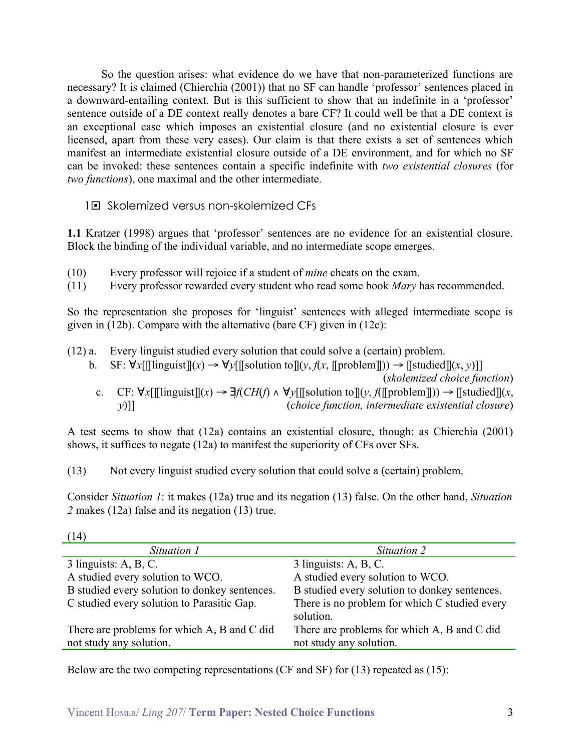So the question arises: what evidence do we have that non-parameterized functions are necessary? It is claimed (Chierchia (2001)) that no SF can handle 'professor' sentences placed in a downward-entailing context. But is this sufficient to show that an indefinite in a 'professor' sentence outside of a DE context really denotes a bare CF? It could well be that a DE context is an exceptional case which imposes an existential closure (and no existential closure is ever licensed, apart from these very cases). Our claim is that there exists a set of sentences which manifest an intermediate existential closure outside of a DE environment, and for which no SF can be invoked: these sentences contain a specific indefinite with *two existential closures* (for *two functions*), one maximal and the other intermediate.

## 1 Skolemized versus non-skolemized CFs

**1.1** Kratzer (1998) argues that 'professor' sentences are no evidence for an existential closure. Block the binding of the individual variable, and no intermediate scope emerges.

(10) Every professor will rejoice if a student of *mine* cheats on the exam.

(11) Every professor rewarded every student who read some book *Mary* has recommended.

So the representation she proposes for 'linguist' sentences with alleged intermediate scope is given in (12b). Compare with the alternative (bare CF) given in (12c):

(12) a. Every linguist studied every solution that could solve a (certain) problem.

b. SF: $\forall x[[\![\text{linguist}]\!](x) \rightarrow \forall y[[\![\text{solution to}]\!](y, f(x, [\![\text{problem}]\!])) \rightarrow [\![\text{studied}]\!](x, y)]]$ (*skolemized choice function*)

c. CF: $\forall x[[\![\text{linguist}]\!](x) \rightarrow \exists f(CH(f) \wedge \forall y[[\![\text{solution to}]\!](y, f([\![\text{problem}]\!])) \rightarrow [\![\text{studied}]\!](x, y)]]$ (*choice function, intermediate existential closure*)

A test seems to show that (12a) contains an existential closure, though: as Chierchia (2001) shows, it suffices to negate (12a) to manifest the superiority of CFs over SFs.

(13) Not every linguist studied every solution that could solve a (certain) problem.

Consider *Situation 1*: it makes (12a) true and its negation (13) false. On the other hand, *Situation 2* makes (12a) false and its negation (13) true.

(14)

| *Situation 1* | *Situation 2* |
|---|---|
| 3 linguists: A, B, C. | 3 linguists: A, B, C. |
| A studied every solution to WCO. | A studied every solution to WCO. |
| B studied every solution to donkey sentences. | B studied every solution to donkey sentences. |
| C studied every solution to Parasitic Gap. | There is no problem for which C studied every solution. |
| There are problems for which A, B and C did not study any solution. | There are problems for which A, B and C did not study any solution. |

Below are the two competing representations (CF and SF) for (13) repeated as (15):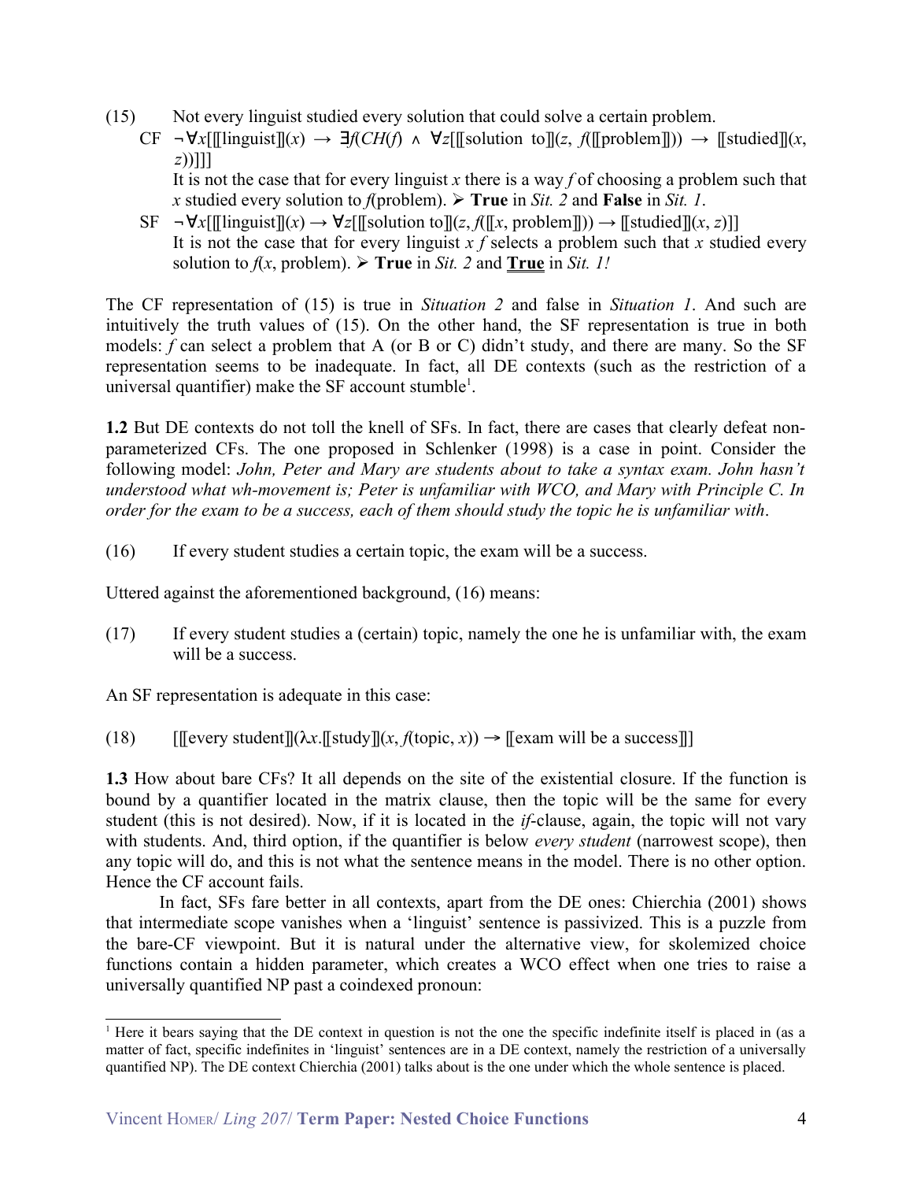(15) Not every linguist studied every solution that could solve a certain problem.

CF $\neg\forall x[[\![\text{linguist}]\!](x) \rightarrow \exists f(CH(f) \wedge \forall z[[\![\text{solution to}]\!](z, f([\![\text{problem}]\!])) \rightarrow [\![\text{studied}]\!](x, z))]]]$

It is not the case that for every linguist *x* there is a way *f* of choosing a problem such that *x* studied every solution to *f*(problem). ➢ **True** in *Sit. 2* and **False** in *Sit. 1*.

SF $\neg\forall x[[\![\text{linguist}]\!](x) \rightarrow \forall z[[\![\text{solution to}]\!](z, f([\![x, \text{problem}]\!])) \rightarrow [\![\text{studied}]\!](x, z)]]$

It is not the case that for every linguist *x* *f* selects a problem such that *x* studied every solution to *f*(*x*, problem). ➢ **True** in *Sit. 2* and <u>**True**</u> in *Sit. 1!*

The CF representation of (15) is true in *Situation 2* and false in *Situation 1*. And such are intuitively the truth values of (15). On the other hand, the SF representation is true in both models: *f* can select a problem that A (or B or C) didn't study, and there are many. So the SF representation seems to be inadequate. In fact, all DE contexts (such as the restriction of a universal quantifier) make the SF account stumble[1].

**1.2** But DE contexts do not toll the knell of SFs. In fact, there are cases that clearly defeat non-parameterized CFs. The one proposed in Schlenker (1998) is a case in point. Consider the following model: *John, Peter and Mary are students about to take a syntax exam. John hasn't understood what wh-movement is; Peter is unfamiliar with WCO, and Mary with Principle C. In order for the exam to be a success, each of them should study the topic he is unfamiliar with*.

(16) If every student studies a certain topic, the exam will be a success.

Uttered against the aforementioned background, (16) means:

(17) If every student studies a (certain) topic, namely the one he is unfamiliar with, the exam will be a success.

An SF representation is adequate in this case:

(18) $[[\![\text{every student}]\!](\lambda x.[\![\text{study}]\!](x, f(\text{topic}, x)) \rightarrow [\![\text{exam will be a success}]\!]]$

**1.3** How about bare CFs? It all depends on the site of the existential closure. If the function is bound by a quantifier located in the matrix clause, then the topic will be the same for every student (this is not desired). Now, if it is located in the *if*-clause, again, the topic will not vary with students. And, third option, if the quantifier is below *every student* (narrowest scope), then any topic will do, and this is not what the sentence means in the model. There is no other option. Hence the CF account fails.

In fact, SFs fare better in all contexts, apart from the DE ones: Chierchia (2001) shows that intermediate scope vanishes when a 'linguist' sentence is passivized. This is a puzzle from the bare-CF viewpoint. But it is natural under the alternative view, for skolemized choice functions contain a hidden parameter, which creates a WCO effect when one tries to raise a universally quantified NP past a coindexed pronoun:

[1] Here it bears saying that the DE context in question is not the one the specific indefinite itself is placed in (as a matter of fact, specific indefinites in 'linguist' sentences are in a DE context, namely the restriction of a universally quantified NP). The DE context Chierchia (2001) talks about is the one under which the whole sentence is placed.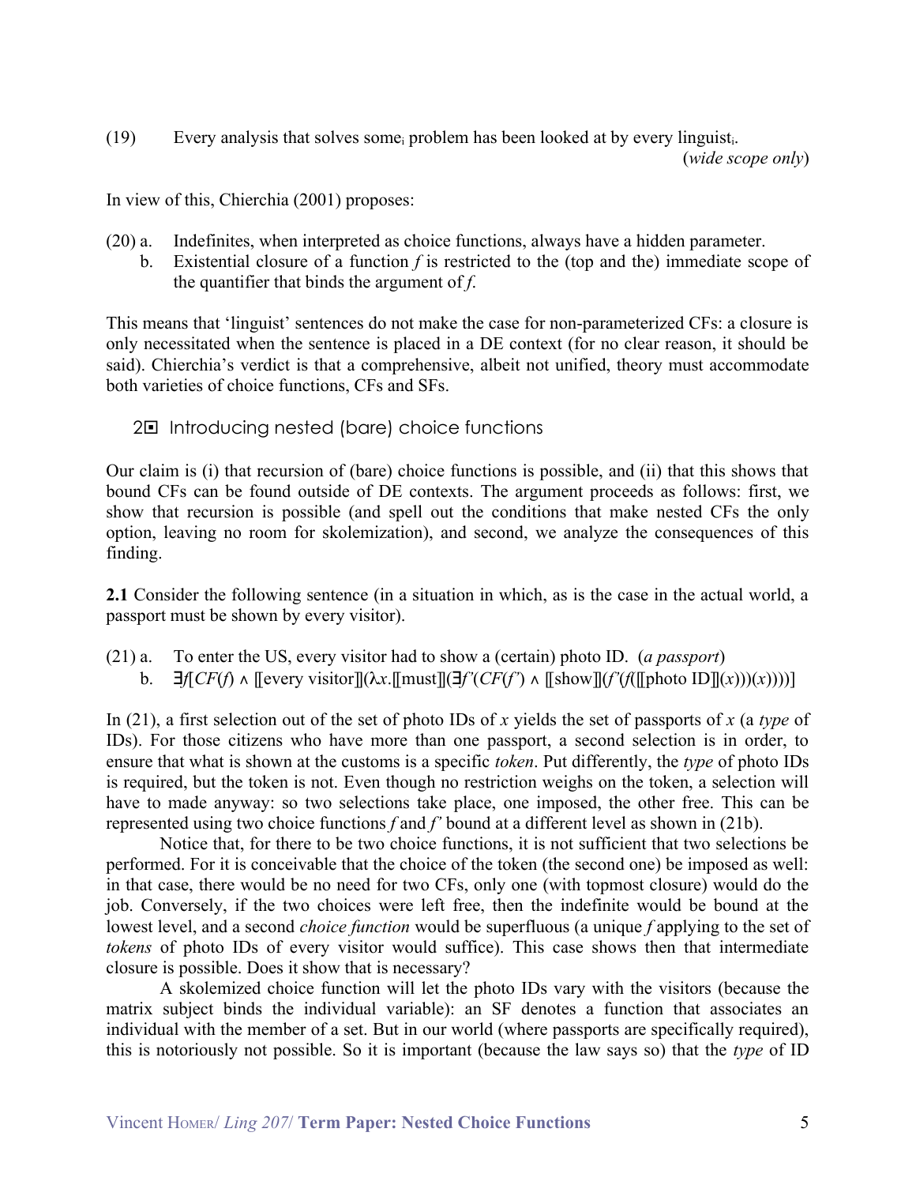(19) Every analysis that solves $\text{some}_i$ problem has been looked at by every $\text{linguist}_i$. (*wide scope only*)

In view of this, Chierchia (2001) proposes:

(20) a. Indefinites, when interpreted as choice functions, always have a hidden parameter.
   b. Existential closure of a function *f* is restricted to the (top and the) immediate scope of the quantifier that binds the argument of *f*.

This means that 'linguist' sentences do not make the case for non-parameterized CFs: a closure is only necessitated when the sentence is placed in a DE context (for no clear reason, it should be said). Chierchia's verdict is that a comprehensive, albeit not unified, theory must accommodate both varieties of choice functions, CFs and SFs.

## 2 Introducing nested (bare) choice functions

Our claim is (i) that recursion of (bare) choice functions is possible, and (ii) that this shows that bound CFs can be found outside of DE contexts. The argument proceeds as follows: first, we show that recursion is possible (and spell out the conditions that make nested CFs the only option, leaving no room for skolemization), and second, we analyze the consequences of this finding.

**2.1** Consider the following sentence (in a situation in which, as is the case in the actual world, a passport must be shown by every visitor).

(21) a. To enter the US, every visitor had to show a (certain) photo ID. (*a passport*)
   b. $\exists f[CF(f) \wedge [\![\text{every visitor}]\!](\lambda x.[\![\text{must}]\!](\exists f'(CF(f') \wedge [\![\text{show}]\!](f'(f([\![\text{photo ID}]\!](x)))(x))))]$

In (21), a first selection out of the set of photo IDs of *x* yields the set of passports of *x* (a *type* of IDs). For those citizens who have more than one passport, a second selection is in order, to ensure that what is shown at the customs is a specific *token*. Put differently, the *type* of photo IDs is required, but the token is not. Even though no restriction weighs on the token, a selection will have to made anyway: so two selections take place, one imposed, the other free. This can be represented using two choice functions *f* and *f'* bound at a different level as shown in (21b).

Notice that, for there to be two choice functions, it is not sufficient that two selections be performed. For it is conceivable that the choice of the token (the second one) be imposed as well: in that case, there would be no need for two CFs, only one (with topmost closure) would do the job. Conversely, if the two choices were left free, then the indefinite would be bound at the lowest level, and a second *choice function* would be superfluous (a unique *f* applying to the set of *tokens* of photo IDs of every visitor would suffice). This case shows then that intermediate closure is possible. Does it show that is necessary?

A skolemized choice function will let the photo IDs vary with the visitors (because the matrix subject binds the individual variable): an SF denotes a function that associates an individual with the member of a set. But in our world (where passports are specifically required), this is notoriously not possible. So it is important (because the law says so) that the *type* of ID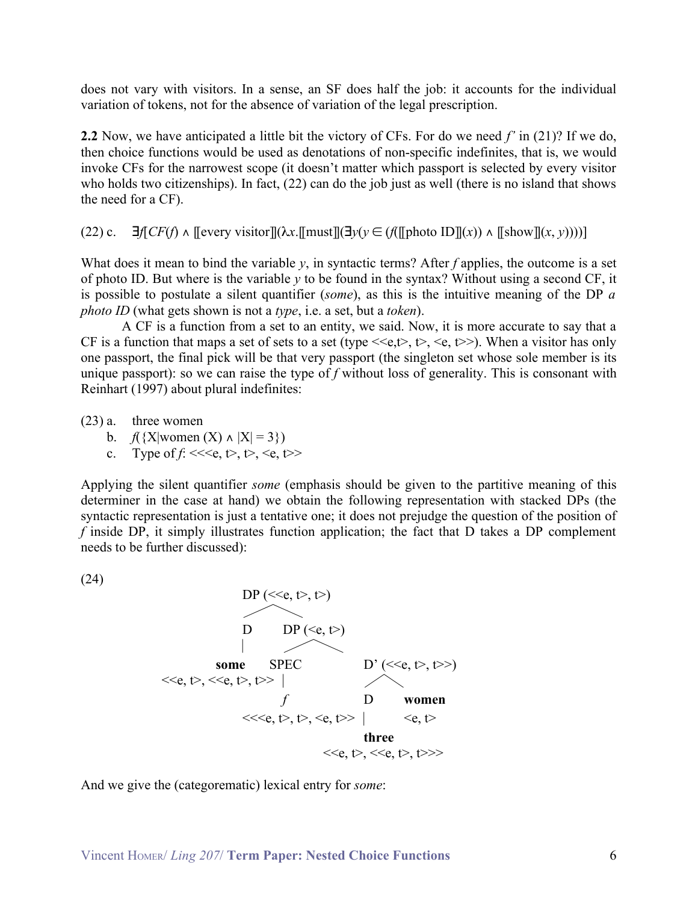does not vary with visitors. In a sense, an SF does half the job: it accounts for the individual variation of tokens, not for the absence of variation of the legal prescription.

**2.2** Now, we have anticipated a little bit the victory of CFs. For do we need *f'* in (21)? If we do, then choice functions would be used as denotations of non-specific indefinites, that is, we would invoke CFs for the narrowest scope (it doesn't matter which passport is selected by every visitor who holds two citizenships). In fact, (22) can do the job just as well (there is no island that shows the need for a CF).

(22) c. $\exists f[CF(f) \wedge [\![\text{every visitor}]\!](\lambda x.[\![\text{must}]\!](\exists y(y \in (f([\![\text{photo ID}]\!](x)) \wedge [\![\text{show}]\!](x, y))))]$

What does it mean to bind the variable *y*, in syntactic terms? After *f* applies, the outcome is a set of photo ID. But where is the variable *y* to be found in the syntax? Without using a second CF, it is possible to postulate a silent quantifier (*some*), as this is the intuitive meaning of the DP *a photo ID* (what gets shown is not a *type*, i.e. a set, but a *token*).

A CF is a function from a set to an entity, we said. Now, it is more accurate to say that a CF is a function that maps a set of sets to a set (type $\langle\langle e,t\rangle, t\rangle, \langle e, t\rangle\rangle$). When a visitor has only one passport, the final pick will be that very passport (the singleton set whose sole member is its unique passport): so we can raise the type of *f* without loss of generality. This is consonant with Reinhart (1997) about plural indefinites:

(23) a. three women

b. $f(\{X|\text{women}(X) \wedge |X| = 3\})$

c. Type of *f*: $\langle\langle\langle e, t\rangle, t\rangle, \langle e, t\rangle\rangle$

Applying the silent quantifier *some* (emphasis should be given to the partitive meaning of this determiner in the case at hand) we obtain the following representation with stacked DPs (the syntactic representation is just a tentative one; it does not prejudge the question of the position of *f* inside DP, it simply illustrates function application; the fact that D takes a DP complement needs to be further discussed):

(24)

```
DP (<<e, t>, t>)
├── D
│   └── some  <<e, t>, <<e, t>, t>>
└── DP (<e, t>)
    ├── SPEC
    │   └── f  <<<e, t>, t>, <e, t>>
    └── D' (<<e, t>, t>>)
        ├── D
        │   └── three  <<e, t>, <<e, t>, t>>>
        └── women  <e, t>
```

And we give the (categorematic) lexical entry for *some*: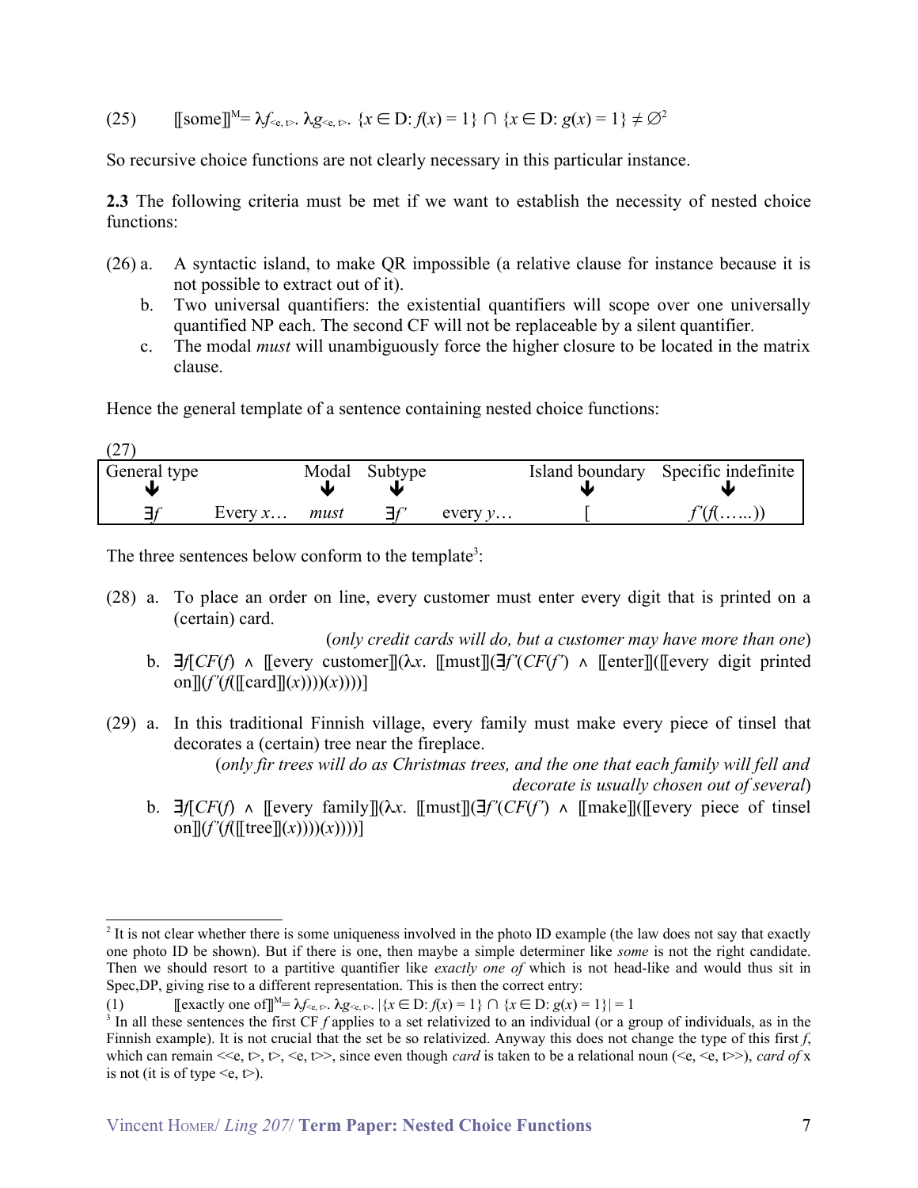(25) $[\![\text{some}]\!]^{M} = \lambda f_{<e,t>}. \lambda g_{<e,t>}. \{x \in D: f(x) = 1\} \cap \{x \in D: g(x) = 1\} \neq \varnothing$[2]

So recursive choice functions are not clearly necessary in this particular instance.

**2.3** The following criteria must be met if we want to establish the necessity of nested choice functions:

(26) a. A syntactic island, to make QR impossible (a relative clause for instance because it is not possible to extract out of it).

b. Two universal quantifiers: the existential quantifiers will scope over one universally quantified NP each. The second CF will not be replaceable by a silent quantifier.

c. The modal *must* will unambiguously force the higher closure to be located in the matrix clause.

Hence the general template of a sentence containing nested choice functions:

(27)

| General type | | Modal | Subtype | | Island boundary | Specific indefinite |
|---|---|---|---|---|---|---|
| ↓ | | ↓ | ↓ | | ↓ | ↓ |
| $\exists f$ | Every $x$… | *must* | $\exists f'$ | every $y$… | [ | $f'(f(\ldots\ldots))$ |

The three sentences below conform to the template[3]:

(28) a. To place an order on line, every customer must enter every digit that is printed on a (certain) card.

(*only credit cards will do, but a customer may have more than one*)

b. $\exists f[CF(f) \wedge [\![\text{every customer}]\!](\lambda x. [\![\text{must}]\!](\exists f'(CF(f') \wedge [\![\text{enter}]\!]([\![\text{every digit printed on}]\!](f'(f([\![\text{card}]\!](x))))(x))))]$

(29) a. In this traditional Finnish village, every family must make every piece of tinsel that decorates a (certain) tree near the fireplace.

(*only fir trees will do as Christmas trees, and the one that each family will fell and decorate is usually chosen out of several*)

b. $\exists f[CF(f) \wedge [\![\text{every family}]\!](\lambda x. [\![\text{must}]\!](\exists f'(CF(f') \wedge [\![\text{make}]\!]([\![\text{every piece of tinsel on}]\!](f'(f([\![\text{tree}]\!](x))))(x))))]$

---

[2] It is not clear whether there is some uniqueness involved in the photo ID example (the law does not say that exactly one photo ID be shown). But if there is one, then maybe a simple determiner like *some* is not the right candidate. Then we should resort to a partitive quantifier like *exactly one of* which is not head-like and would thus sit in Spec,DP, giving rise to a different representation. This is then the correct entry:

(1) $[\![\text{exactly one of}]\!]^{M} = \lambda f_{<e,t>}. \lambda g_{<e,t>}. |\{x \in D: f(x) = 1\} \cap \{x \in D: g(x) = 1\}| = 1$

[3] In all these sentences the first CF $f$ applies to a set relativized to an individual (or a group of individuals, as in the Finnish example). It is not crucial that the set be so relativized. Anyway this does not change the type of this first $f$, which can remain <<e, t>, t>, <e, t>>, since even though *card* is taken to be a relational noun (<e, <e, t>>), *card of* x is not (it is of type <e, t>).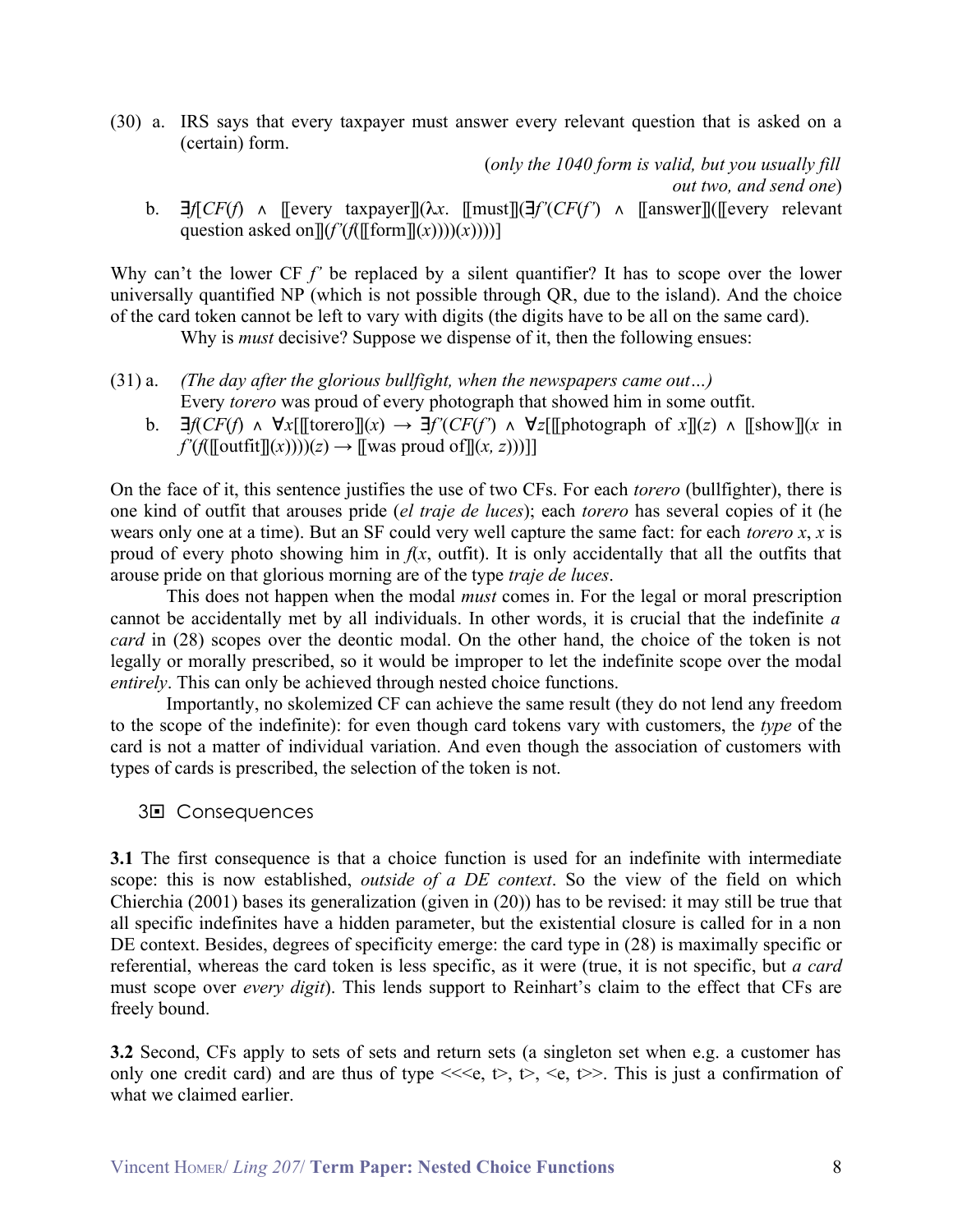(30) a. IRS says that every taxpayer must answer every relevant question that is asked on a (certain) form.

(*only the 1040 form is valid, but you usually fill out two, and send one*)

b. $\exists f[CF(f) \wedge [\![\text{every taxpayer}]\!](\lambda x.\ [\![\text{must}]\!](\exists f'(CF(f') \wedge [\![\text{answer}]\!]([\![\text{every relevant question asked on}]\!](f'(f([\![\text{form}]\!](x))))(x)))))]$

Why can't the lower CF *f'* be replaced by a silent quantifier? It has to scope over the lower universally quantified NP (which is not possible through QR, due to the island). And the choice of the card token cannot be left to vary with digits (the digits have to be all on the same card).

Why is *must* decisive? Suppose we dispense of it, then the following ensues:

(31) a. *(The day after the glorious bullfight, when the newspapers came out…)* Every *torero* was proud of every photograph that showed him in some outfit.

b. $\exists f(CF(f) \wedge \forall x[[\![\text{torero}]\!](x) \rightarrow \exists f'(CF(f') \wedge \forall z[[\![\text{photograph of } x]\!](z) \wedge [\![\text{show}]\!](x \text{ in } f'(f([\![\text{outfit}]\!](x))))(z) \rightarrow [\![\text{was proud of}]\!](x, z)))]]$

On the face of it, this sentence justifies the use of two CFs. For each *torero* (bullfighter), there is one kind of outfit that arouses pride (*el traje de luces*); each *torero* has several copies of it (he wears only one at a time). But an SF could very well capture the same fact: for each *torero x*, *x* is proud of every photo showing him in *f*(*x*, outfit). It is only accidentally that all the outfits that arouse pride on that glorious morning are of the type *traje de luces*.

This does not happen when the modal *must* comes in. For the legal or moral prescription cannot be accidentally met by all individuals. In other words, it is crucial that the indefinite *a card* in (28) scopes over the deontic modal. On the other hand, the choice of the token is not legally or morally prescribed, so it would be improper to let the indefinite scope over the modal *entirely*. This can only be achieved through nested choice functions.

Importantly, no skolemized CF can achieve the same result (they do not lend any freedom to the scope of the indefinite): for even though card tokens vary with customers, the *type* of the card is not a matter of individual variation. And even though the association of customers with types of cards is prescribed, the selection of the token is not.

## 3▣ Consequences

**3.1** The first consequence is that a choice function is used for an indefinite with intermediate scope: this is now established, *outside of a DE context*. So the view of the field on which Chierchia (2001) bases its generalization (given in (20)) has to be revised: it may still be true that all specific indefinites have a hidden parameter, but the existential closure is called for in a non DE context. Besides, degrees of specificity emerge: the card type in (28) is maximally specific or referential, whereas the card token is less specific, as it were (true, it is not specific, but *a card* must scope over *every digit*). This lends support to Reinhart's claim to the effect that CFs are freely bound.

**3.2** Second, CFs apply to sets of sets and return sets (a singleton set when e.g. a customer has only one credit card) and are thus of type <<<e, t>, t>, <e, t>>. This is just a confirmation of what we claimed earlier.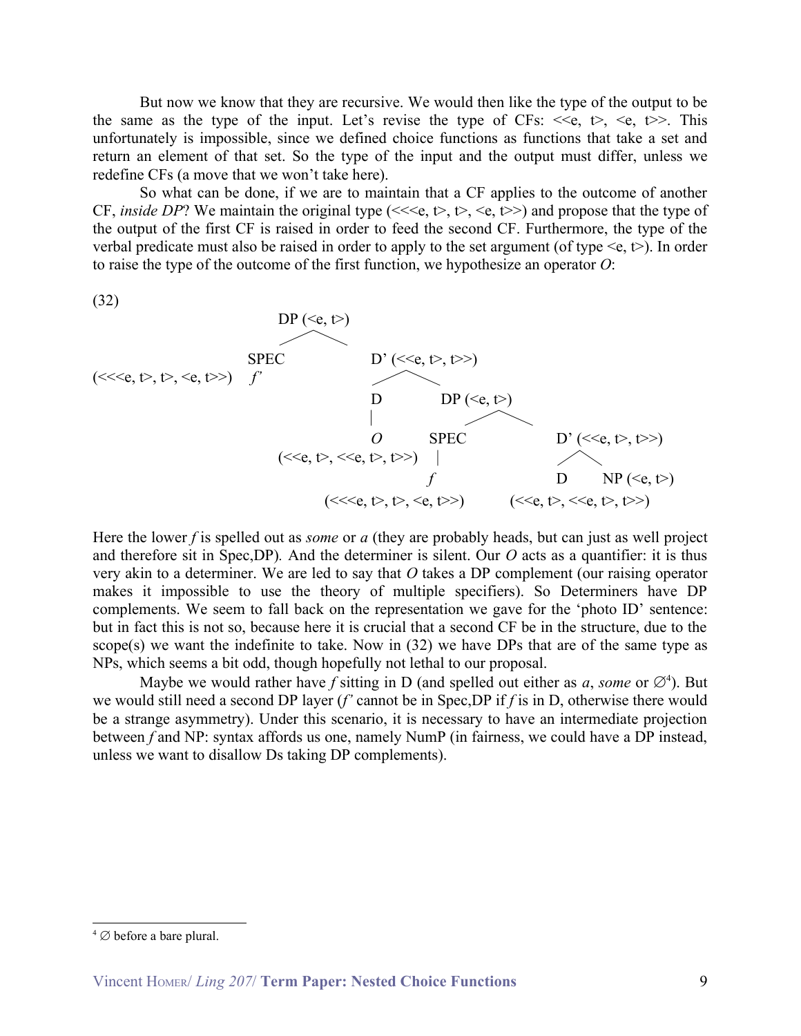But now we know that they are recursive. We would then like the type of the output to be the same as the type of the input. Let's revise the type of CFs: <<e, t>, <e, t>>. This unfortunately is impossible, since we defined choice functions as functions that take a set and return an element of that set. So the type of the input and the output must differ, unless we redefine CFs (a move that we won't take here).

So what can be done, if we are to maintain that a CF applies to the outcome of another CF, *inside DP*? We maintain the original type (<<<e, t>, t>, <e, t>>) and propose that the type of the output of the first CF is raised in order to feed the second CF. Furthermore, the type of the verbal predicate must also be raised in order to apply to the set argument (of type <e, t>). In order to raise the type of the outcome of the first function, we hypothesize an operator *O*:

(32)

```
                          DP (<e, t>)
                         /          \
                     SPEC            D' (<<e, t>, t>>)
(<<<e, t>, t>, <e, t>>)  f'         /        \
                                   D          DP (<e, t>)
                                   |         /          \
                                   O      SPEC           D' (<<e, t>, t>>)
            (<<e, t>, <<e, t>, t>>)        |             /      \
                                          f             D        NP (<e, t>)
                        (<<<e, t>, t>, <e, t>>)   (<<e, t>, <<e, t>, t>>)
```

Here the lower *f* is spelled out as *some* or *a* (they are probably heads, but can just as well project and therefore sit in Spec,DP). And the determiner is silent. Our *O* acts as a quantifier: it is thus very akin to a determiner. We are led to say that *O* takes a DP complement (our raising operator makes it impossible to use the theory of multiple specifiers). So Determiners have DP complements. We seem to fall back on the representation we gave for the 'photo ID' sentence: but in fact this is not so, because here it is crucial that a second CF be in the structure, due to the scope(s) we want the indefinite to take. Now in (32) we have DPs that are of the same type as NPs, which seems a bit odd, though hopefully not lethal to our proposal.

Maybe we would rather have *f* sitting in D (and spelled out either as *a*, *some* or ∅[4]). But we would still need a second DP layer (*f'* cannot be in Spec,DP if *f* is in D, otherwise there would be a strange asymmetry). Under this scenario, it is necessary to have an intermediate projection between *f* and NP: syntax affords us one, namely NumP (in fairness, we could have a DP instead, unless we want to disallow Ds taking DP complements).

---

[4] ∅ before a bare plural.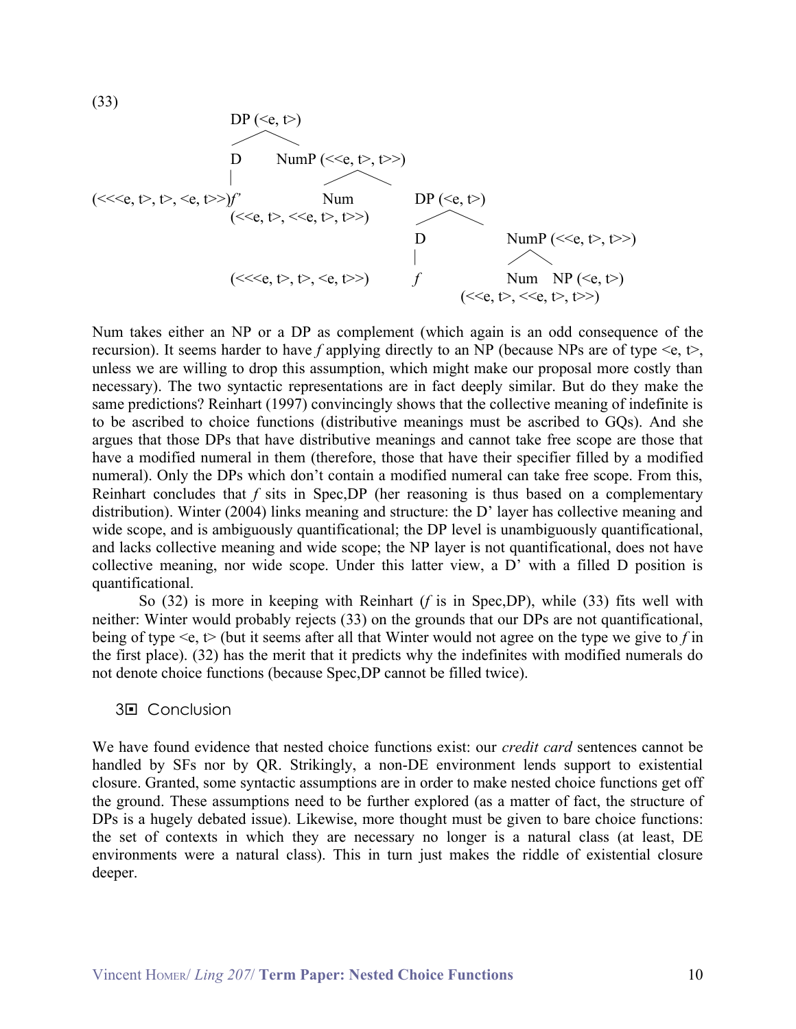(33)

```
                    DP (<e, t>)
                   /          \
                  D            NumP (<<e, t>, t>>)
                  |            /        \
(<<<e, t>, t>, <e, t>>) f'   Num          DP (<e, t>)
                   (<<e, t>, <<e, t>, t>>)   /        \
                                            D          NumP (<<e, t>, t>>)
                                            |          /        \
                   (<<<e, t>, t>, <e, t>>)  f        Num        NP (<e, t>)
                                          (<<e, t>, <<e, t>, t>>)
```

Num takes either an NP or a DP as complement (which again is an odd consequence of the recursion). It seems harder to have *f* applying directly to an NP (because NPs are of type <e, t>, unless we are willing to drop this assumption, which might make our proposal more costly than necessary). The two syntactic representations are in fact deeply similar. But do they make the same predictions? Reinhart (1997) convincingly shows that the collective meaning of indefinite is to be ascribed to choice functions (distributive meanings must be ascribed to GQs). And she argues that those DPs that have distributive meanings and cannot take free scope are those that have a modified numeral in them (therefore, those that have their specifier filled by a modified numeral). Only the DPs which don't contain a modified numeral can take free scope. From this, Reinhart concludes that *f* sits in Spec,DP (her reasoning is thus based on a complementary distribution). Winter (2004) links meaning and structure: the D' layer has collective meaning and wide scope, and is ambiguously quantificational; the DP level is unambiguously quantificational, and lacks collective meaning and wide scope; the NP layer is not quantificational, does not have collective meaning, nor wide scope. Under this latter view, a D' with a filled D position is quantificational.

So (32) is more in keeping with Reinhart (*f* is in Spec,DP), while (33) fits well with neither: Winter would probably rejects (33) on the grounds that our DPs are not quantificational, being of type <e, t> (but it seems after all that Winter would not agree on the type we give to *f* in the first place). (32) has the merit that it predicts why the indefinites with modified numerals do not denote choice functions (because Spec,DP cannot be filled twice).

## 3 Conclusion

We have found evidence that nested choice functions exist: our *credit card* sentences cannot be handled by SFs nor by QR. Strikingly, a non-DE environment lends support to existential closure. Granted, some syntactic assumptions are in order to make nested choice functions get off the ground. These assumptions need to be further explored (as a matter of fact, the structure of DPs is a hugely debated issue). Likewise, more thought must be given to bare choice functions: the set of contexts in which they are necessary no longer is a natural class (at least, DE environments were a natural class). This in turn just makes the riddle of existential closure deeper.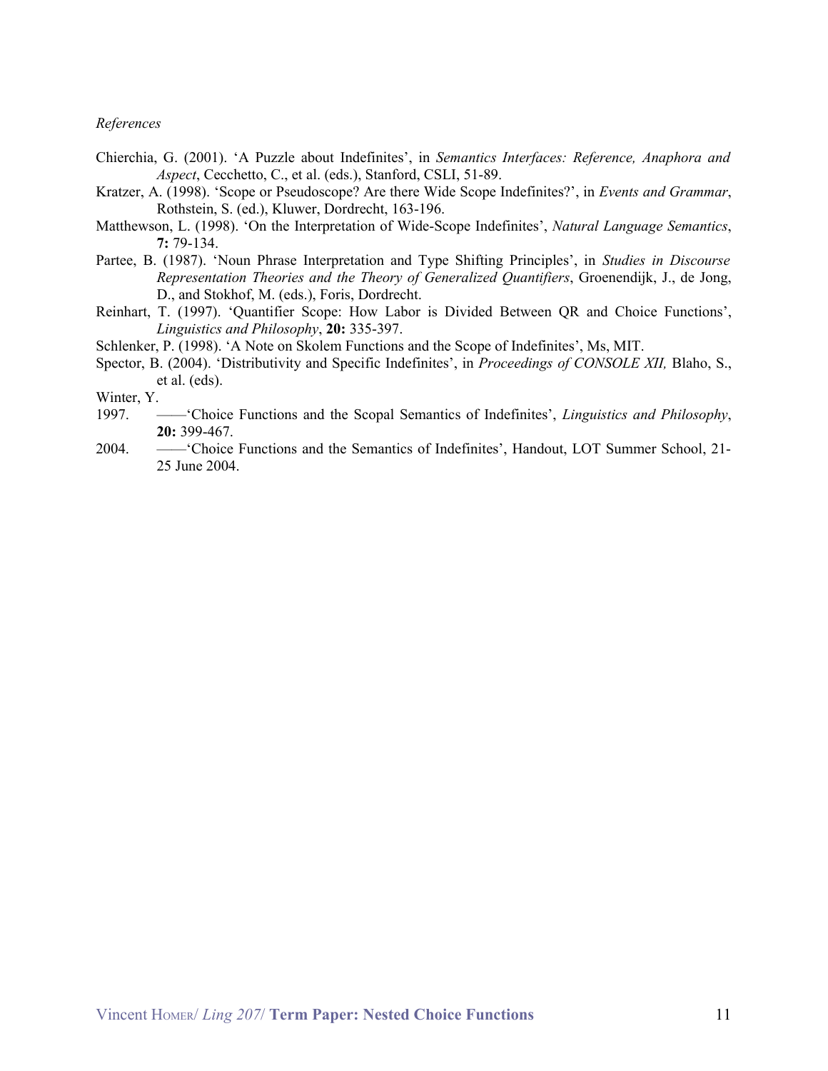*References*

Chierchia, G. (2001). 'A Puzzle about Indefinites', in *Semantics Interfaces: Reference, Anaphora and Aspect*, Cecchetto, C., et al. (eds.), Stanford, CSLI, 51-89.

Kratzer, A. (1998). 'Scope or Pseudoscope? Are there Wide Scope Indefinites?', in *Events and Grammar*, Rothstein, S. (ed.), Kluwer, Dordrecht, 163-196.

Matthewson, L. (1998). 'On the Interpretation of Wide-Scope Indefinites', *Natural Language Semantics*, **7:** 79-134.

Partee, B. (1987). 'Noun Phrase Interpretation and Type Shifting Principles', in *Studies in Discourse Representation Theories and the Theory of Generalized Quantifiers*, Groenendijk, J., de Jong, D., and Stokhof, M. (eds.), Foris, Dordrecht.

Reinhart, T. (1997). 'Quantifier Scope: How Labor is Divided Between QR and Choice Functions', *Linguistics and Philosophy*, **20:** 335-397.

Schlenker, P. (1998). 'A Note on Skolem Functions and the Scope of Indefinites', Ms, MIT.

Spector, B. (2004). 'Distributivity and Specific Indefinites', in *Proceedings of CONSOLE XII,* Blaho, S., et al. (eds).

Winter, Y.

1997. ——'Choice Functions and the Scopal Semantics of Indefinites', *Linguistics and Philosophy*, **20:** 399-467.

2004. ——'Choice Functions and the Semantics of Indefinites', Handout, LOT Summer School, 21-25 June 2004.